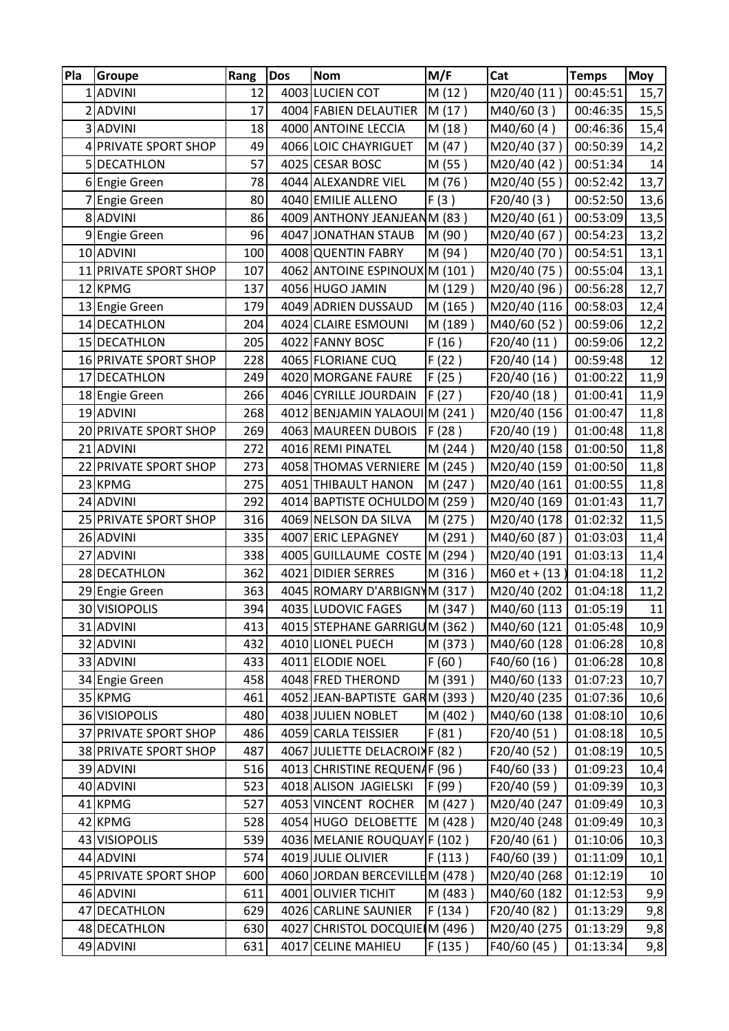| Pla | Groupe | Rang | Dos | Nom | M/F | Cat | Temps | Moy |
|---|---|---|---|---|---|---|---|---|
| 1 | ADVINI | 12 | 4003 | LUCIEN COT | M (12 ) | M20/40 (11 ) | 00:45:51 | 15,7 |
| 2 | ADVINI | 17 | 4004 | FABIEN DELAUTIER | M (17 ) | M40/60 (3 ) | 00:46:35 | 15,5 |
| 3 | ADVINI | 18 | 4000 | ANTOINE LECCIA | M (18 ) | M40/60 (4 ) | 00:46:36 | 15,4 |
| 4 | PRIVATE SPORT SHOP | 49 | 4066 | LOIC CHAYRIGUET | M (47 ) | M20/40 (37 ) | 00:50:39 | 14,2 |
| 5 | DECATHLON | 57 | 4025 | CESAR BOSC | M (55 ) | M20/40 (42 ) | 00:51:34 | 14 |
| 6 | Engie Green | 78 | 4044 | ALEXANDRE VIEL | M (76 ) | M20/40 (55 ) | 00:52:42 | 13,7 |
| 7 | Engie Green | 80 | 4040 | EMILIE ALLENO | F (3 ) | F20/40 (3 ) | 00:52:50 | 13,6 |
| 8 | ADVINI | 86 | 4009 | ANTHONY JEANJEAN | M (83 ) | M20/40 (61 ) | 00:53:09 | 13,5 |
| 9 | Engie Green | 96 | 4047 | JONATHAN STAUB | M (90 ) | M20/40 (67 ) | 00:54:23 | 13,2 |
| 10 | ADVINI | 100 | 4008 | QUENTIN FABRY | M (94 ) | M20/40 (70 ) | 00:54:51 | 13,1 |
| 11 | PRIVATE SPORT SHOP | 107 | 4062 | ANTOINE ESPINOUX | M (101 ) | M20/40 (75 ) | 00:55:04 | 13,1 |
| 12 | KPMG | 137 | 4056 | HUGO JAMIN | M (129 ) | M20/40 (96 ) | 00:56:28 | 12,7 |
| 13 | Engie Green | 179 | 4049 | ADRIEN DUSSAUD | M (165 ) | M20/40 (116 | 00:58:03 | 12,4 |
| 14 | DECATHLON | 204 | 4024 | CLAIRE ESMOUNI | M (189 ) | M40/60 (52 ) | 00:59:06 | 12,2 |
| 15 | DECATHLON | 205 | 4022 | FANNY BOSC | F (16 ) | F20/40 (11 ) | 00:59:06 | 12,2 |
| 16 | PRIVATE SPORT SHOP | 228 | 4065 | FLORIANE CUQ | F (22 ) | F20/40 (14 ) | 00:59:48 | 12 |
| 17 | DECATHLON | 249 | 4020 | MORGANE FAURE | F (25 ) | F20/40 (16 ) | 01:00:22 | 11,9 |
| 18 | Engie Green | 266 | 4046 | CYRILLE JOURDAIN | F (27 ) | F20/40 (18 ) | 01:00:41 | 11,9 |
| 19 | ADVINI | 268 | 4012 | BENJAMIN YALAOUI | M (241 ) | M20/40 (156 | 01:00:47 | 11,8 |
| 20 | PRIVATE SPORT SHOP | 269 | 4063 | MAUREEN DUBOIS | F (28 ) | F20/40 (19 ) | 01:00:48 | 11,8 |
| 21 | ADVINI | 272 | 4016 | REMI PINATEL | M (244 ) | M20/40 (158 | 01:00:50 | 11,8 |
| 22 | PRIVATE SPORT SHOP | 273 | 4058 | THOMAS VERNIERE | M (245 ) | M20/40 (159 | 01:00:50 | 11,8 |
| 23 | KPMG | 275 | 4051 | THIBAULT HANON | M (247 ) | M20/40 (161 | 01:00:55 | 11,8 |
| 24 | ADVINI | 292 | 4014 | BAPTISTE OCHULDO | M (259 ) | M20/40 (169 | 01:01:43 | 11,7 |
| 25 | PRIVATE SPORT SHOP | 316 | 4069 | NELSON DA SILVA | M (275 ) | M20/40 (178 | 01:02:32 | 11,5 |
| 26 | ADVINI | 335 | 4007 | ERIC LEPAGNEY | M (291 ) | M40/60 (87 ) | 01:03:03 | 11,4 |
| 27 | ADVINI | 338 | 4005 | GUILLAUME COSTE | M (294 ) | M20/40 (191 | 01:03:13 | 11,4 |
| 28 | DECATHLON | 362 | 4021 | DIDIER SERRES | M (316 ) | M60 et + (13 ) | 01:04:18 | 11,2 |
| 29 | Engie Green | 363 | 4045 | ROMARY D'ARBIGNY | M (317 ) | M20/40 (202 | 01:04:18 | 11,2 |
| 30 | VISIOPOLIS | 394 | 4035 | LUDOVIC FAGES | M (347 ) | M40/60 (113 | 01:05:19 | 11 |
| 31 | ADVINI | 413 | 4015 | STEPHANE GARRIGU | M (362 ) | M40/60 (121 | 01:05:48 | 10,9 |
| 32 | ADVINI | 432 | 4010 | LIONEL PUECH | M (373 ) | M40/60 (128 | 01:06:28 | 10,8 |
| 33 | ADVINI | 433 | 4011 | ELODIE NOEL | F (60 ) | F40/60 (16 ) | 01:06:28 | 10,8 |
| 34 | Engie Green | 458 | 4048 | FRED THEROND | M (391 ) | M40/60 (133 | 01:07:23 | 10,7 |
| 35 | KPMG | 461 | 4052 | JEAN-BAPTISTE GAR | M (393 ) | M20/40 (235 | 01:07:36 | 10,6 |
| 36 | VISIOPOLIS | 480 | 4038 | JULIEN NOBLET | M (402 ) | M40/60 (138 | 01:08:10 | 10,6 |
| 37 | PRIVATE SPORT SHOP | 486 | 4059 | CARLA TEISSIER | F (81 ) | F20/40 (51 ) | 01:08:18 | 10,5 |
| 38 | PRIVATE SPORT SHOP | 487 | 4067 | JULIETTE DELACROIX | F (82 ) | F20/40 (52 ) | 01:08:19 | 10,5 |
| 39 | ADVINI | 516 | 4013 | CHRISTINE REQUENA | F (96 ) | F40/60 (33 ) | 01:09:23 | 10,4 |
| 40 | ADVINI | 523 | 4018 | ALISON JAGIELSKI | F (99 ) | F20/40 (59 ) | 01:09:39 | 10,3 |
| 41 | KPMG | 527 | 4053 | VINCENT ROCHER | M (427 ) | M20/40 (247 | 01:09:49 | 10,3 |
| 42 | KPMG | 528 | 4054 | HUGO DELOBETTE | M (428 ) | M20/40 (248 | 01:09:49 | 10,3 |
| 43 | VISIOPOLIS | 539 | 4036 | MELANIE ROUQUAY | F (102 ) | F20/40 (61 ) | 01:10:06 | 10,3 |
| 44 | ADVINI | 574 | 4019 | JULIE OLIVIER | F (113 ) | F40/60 (39 ) | 01:11:09 | 10,1 |
| 45 | PRIVATE SPORT SHOP | 600 | 4060 | JORDAN BERCEVILLE | M (478 ) | M20/40 (268 | 01:12:19 | 10 |
| 46 | ADVINI | 611 | 4001 | OLIVIER TICHIT | M (483 ) | M40/60 (182 | 01:12:53 | 9,9 |
| 47 | DECATHLON | 629 | 4026 | CARLINE SAUNIER | F (134 ) | F20/40 (82 ) | 01:13:29 | 9,8 |
| 48 | DECATHLON | 630 | 4027 | CHRISTOL DOCQUIE | M (496 ) | M20/40 (275 | 01:13:29 | 9,8 |
| 49 | ADVINI | 631 | 4017 | CELINE MAHIEU | F (135 ) | F40/60 (45 ) | 01:13:34 | 9,8 |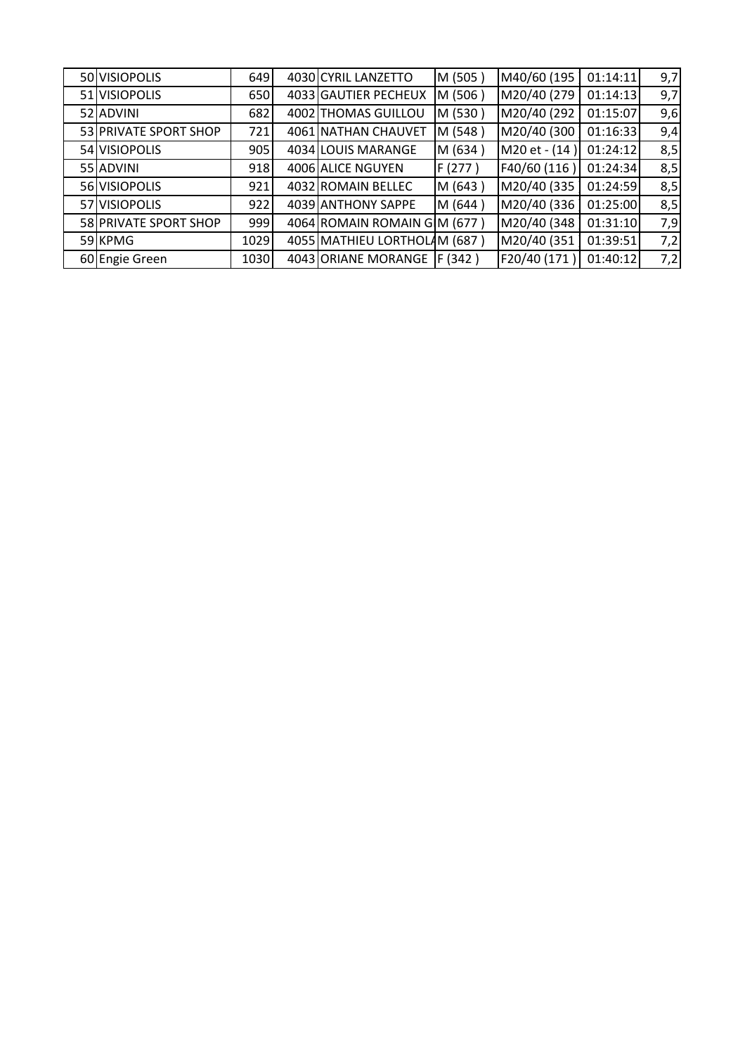| | | | | | | | | |
|---|---|---|---|---|---|---|---|---|
| 50 | VISIOPOLIS | 649 | 4030 | CYRIL LANZETTO | M (505 ) | M40/60 (195 | 01:14:11 | 9,7 |
| 51 | VISIOPOLIS | 650 | 4033 | GAUTIER PECHEUX | M (506 ) | M20/40 (279 | 01:14:13 | 9,7 |
| 52 | ADVINI | 682 | 4002 | THOMAS GUILLOU | M (530 ) | M20/40 (292 | 01:15:07 | 9,6 |
| 53 | PRIVATE SPORT SHOP | 721 | 4061 | NATHAN CHAUVET | M (548 ) | M20/40 (300 | 01:16:33 | 9,4 |
| 54 | VISIOPOLIS | 905 | 4034 | LOUIS MARANGE | M (634 ) | M20 et - (14 ) | 01:24:12 | 8,5 |
| 55 | ADVINI | 918 | 4006 | ALICE NGUYEN | F (277 ) | F40/60 (116 ) | 01:24:34 | 8,5 |
| 56 | VISIOPOLIS | 921 | 4032 | ROMAIN BELLEC | M (643 ) | M20/40 (335 | 01:24:59 | 8,5 |
| 57 | VISIOPOLIS | 922 | 4039 | ANTHONY SAPPE | M (644 ) | M20/40 (336 | 01:25:00 | 8,5 |
| 58 | PRIVATE SPORT SHOP | 999 | 4064 | ROMAIN ROMAIN G | M (677 ) | M20/40 (348 | 01:31:10 | 7,9 |
| 59 | KPMG | 1029 | 4055 | MATHIEU LORTHOLA | M (687 ) | M20/40 (351 | 01:39:51 | 7,2 |
| 60 | Engie Green | 1030 | 4043 | ORIANE MORANGE | F (342 ) | F20/40 (171 ) | 01:40:12 | 7,2 |